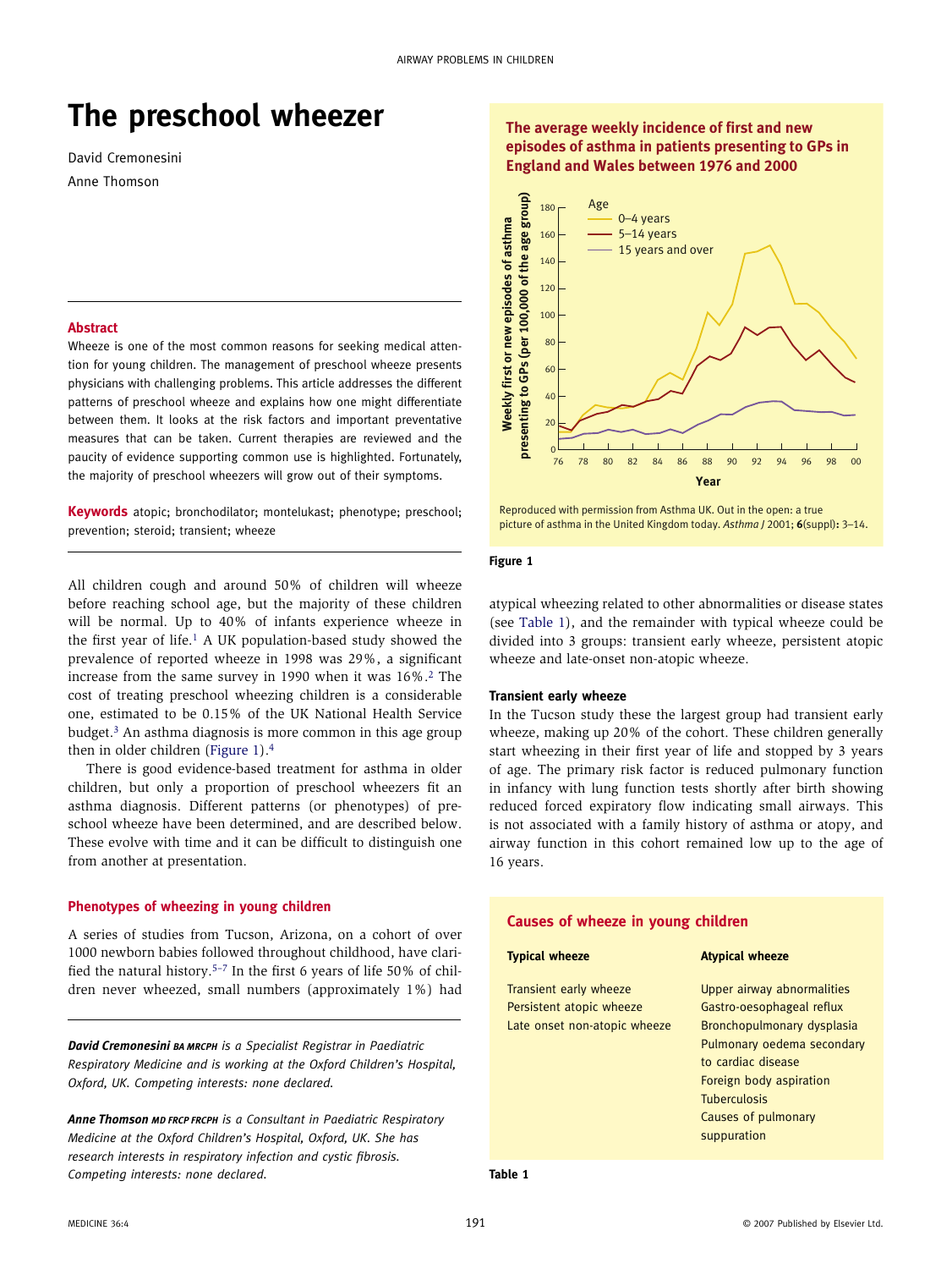# The preschool wheezer

David Cremonesini

Anne Thomson

### Abstract

Wheeze is one of the most common reasons for seeking medical attention for young children. The management of preschool wheeze presents physicians with challenging problems. This article addresses the different patterns of preschool wheeze and explains how one might differentiate between them. It looks at the risk factors and important preventative measures that can be taken. Current therapies are reviewed and the paucity of evidence supporting common use is highlighted. Fortunately, the majority of preschool wheezers will grow out of their symptoms.

**Keywords** atopic; bronchodilator; montelukast; phenotype; preschool; prevention; steroid; transient; wheeze

All children cough and around 50% of children will wheeze before reaching school age, but the majority of these children will be normal. Up to 40% of infants experience wheeze in the first year of life.[1] A UK population-based study showed the prevalence of reported wheeze in 1998 was 29%, a significant increase from the same survey in 1990 when it was 16%.[2] The cost of treating preschool wheezing children is a considerable one, estimated to be 0.15% of the UK National Health Service budget.[3] An asthma diagnosis is more common in this age group then in older children (Figure 1).[4]

There is good evidence-based treatment for asthma in older children, but only a proportion of preschool wheezers fit an asthma diagnosis. Different patterns (or phenotypes) of preschool wheeze have been determined, and are described below. These evolve with time and it can be difficult to distinguish one from another at presentation.

### Phenotypes of wheezing in young children

A series of studies from Tucson, Arizona, on a cohort of over 1000 newborn babies followed throughout childhood, have clarified the natural history.[5–7] In the first 6 years of life 50% of children never wheezed, small numbers (approximately 1%) had atypical wheezing related to other abnormalities or disease states (see Table 1), and the remainder with typical wheeze could be divided into 3 groups: transient early wheeze, persistent atopic wheeze and late-onset non-atopic wheeze.

#### Transient early wheeze

In the Tucson study these the largest group had transient early wheeze, making up 20% of the cohort. These children generally start wheezing in their first year of life and stopped by 3 years of age. The primary risk factor is reduced pulmonary function in infancy with lung function tests shortly after birth showing reduced forced expiratory flow indicating small airways. This is not associated with a family history of asthma or atopy, and airway function in this cohort remained low up to the age of 16 years.

**The average weekly incidence of first and new episodes of asthma in patients presenting to GPs in England and Wales between 1976 and 2000**

Reproduced with permission from Asthma UK. Out in the open: a true picture of asthma in the United Kingdom today. *Asthma J* 2001; **6**(suppl)**:** 3–14.

**Figure 1**

**Causes of wheeze in young children**

| Typical wheeze | Atypical wheeze |
|---|---|
| Transient early wheeze | Upper airway abnormalities |
| Persistent atopic wheeze | Gastro-oesophageal reflux |
| Late onset non-atopic wheeze | Bronchopulmonary dysplasia |
| | Pulmonary oedema secondary to cardiac disease |
| | Foreign body aspiration |
| | Tuberculosis |
| | Causes of pulmonary suppuration |

**Table 1**

***David Cremonesini*** ***BA MRCPH*** *is a Specialist Registrar in Paediatric Respiratory Medicine and is working at the Oxford Children's Hospital, Oxford, UK. Competing interests: none declared.*

***Anne Thomson*** ***MD FRCP FRCPH*** *is a Consultant in Paediatric Respiratory Medicine at the Oxford Children's Hospital, Oxford, UK. She has research interests in respiratory infection and cystic fibrosis. Competing interests: none declared.*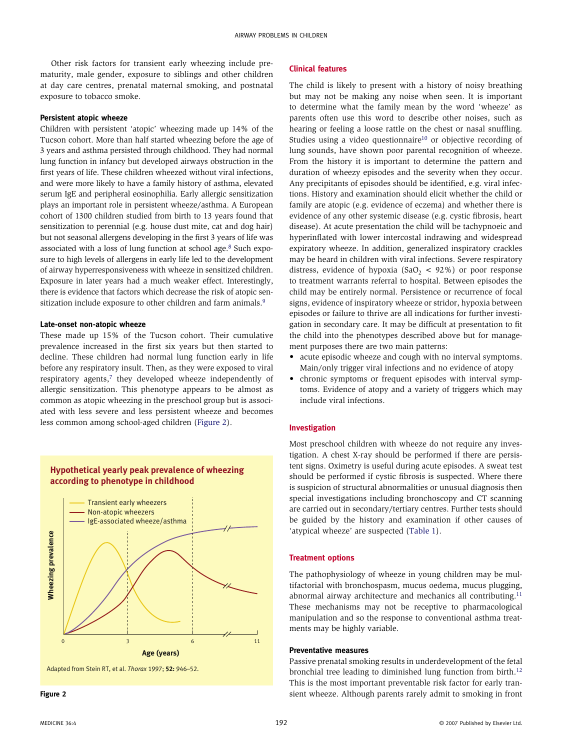Other risk factors for transient early wheezing include prematurity, male gender, exposure to siblings and other children at day care centres, prenatal maternal smoking, and postnatal exposure to tobacco smoke.

### Persistent atopic wheeze

Children with persistent 'atopic' wheezing made up 14% of the Tucson cohort. More than half started wheezing before the age of 3 years and asthma persisted through childhood. They had normal lung function in infancy but developed airways obstruction in the first years of life. These children wheezed without viral infections, and were more likely to have a family history of asthma, elevated serum IgE and peripheral eosinophilia. Early allergic sensitization plays an important role in persistent wheeze/asthma. A European cohort of 1300 children studied from birth to 13 years found that sensitization to perennial (e.g. house dust mite, cat and dog hair) but not seasonal allergens developing in the first 3 years of life was associated with a loss of lung function at school age.[8] Such exposure to high levels of allergens in early life led to the development of airway hyperresponsiveness with wheeze in sensitized children. Exposure in later years had a much weaker effect. Interestingly, there is evidence that factors which decrease the risk of atopic sensitization include exposure to other children and farm animals.[9]

### Late-onset non-atopic wheeze

These made up 15% of the Tucson cohort. Their cumulative prevalence increased in the first six years but then started to decline. These children had normal lung function early in life before any respiratory insult. Then, as they were exposed to viral respiratory agents,[7] they developed wheeze independently of allergic sensitization. This phenotype appears to be almost as common as atopic wheezing in the preschool group but is associated with less severe and less persistent wheeze and becomes less common among school-aged children (Figure 2).

**Hypothetical yearly peak prevalence of wheezing according to phenotype in childhood**

Transient early wheezers
Non-atopic wheezers
IgE-associated wheeze/asthma

Wheezing prevalence

0 3 6 11

Age (years)

Adapted from Stein RT, et al. *Thorax* 1997; **52:** 946–52.

**Figure 2**

## Clinical features

The child is likely to present with a history of noisy breathing but may not be making any noise when seen. It is important to determine what the family mean by the word 'wheeze' as parents often use this word to describe other noises, such as hearing or feeling a loose rattle on the chest or nasal snuffling. Studies using a video questionnaire[10] or objective recording of lung sounds, have shown poor parental recognition of wheeze. From the history it is important to determine the pattern and duration of wheezy episodes and the severity when they occur. Any precipitants of episodes should be identified, e.g. viral infections. History and examination should elicit whether the child or family are atopic (e.g. evidence of eczema) and whether there is evidence of any other systemic disease (e.g. cystic fibrosis, heart disease). At acute presentation the child will be tachypnoeic and hyperinflated with lower intercostal indrawing and widespread expiratory wheeze. In addition, generalized inspiratory crackles may be heard in children with viral infections. Severe respiratory distress, evidence of hypoxia ($SaO_2 < 92\%$) or poor response to treatment warrants referral to hospital. Between episodes the child may be entirely normal. Persistence or recurrence of focal signs, evidence of inspiratory wheeze or stridor, hypoxia between episodes or failure to thrive are all indications for further investigation in secondary care. It may be difficult at presentation to fit the child into the phenotypes described above but for management purposes there are two main patterns:

- acute episodic wheeze and cough with no interval symptoms. Main/only trigger viral infections and no evidence of atopy
- chronic symptoms or frequent episodes with interval symptoms. Evidence of atopy and a variety of triggers which may include viral infections.

## Investigation

Most preschool children with wheeze do not require any investigation. A chest X-ray should be performed if there are persistent signs. Oximetry is useful during acute episodes. A sweat test should be performed if cystic fibrosis is suspected. Where there is suspicion of structural abnormalities or unusual diagnosis then special investigations including bronchoscopy and CT scanning are carried out in secondary/tertiary centres. Further tests should be guided by the history and examination if other causes of 'atypical wheeze' are suspected (Table 1).

## Treatment options

The pathophysiology of wheeze in young children may be multifactorial with bronchospasm, mucus oedema, mucus plugging, abnormal airway architecture and mechanics all contributing.[11] These mechanisms may not be receptive to pharmacological manipulation and so the response to conventional asthma treatments may be highly variable.

### Preventative measures

Passive prenatal smoking results in underdevelopment of the fetal bronchial tree leading to diminished lung function from birth.[12] This is the most important preventable risk factor for early transient wheeze. Although parents rarely admit to smoking in front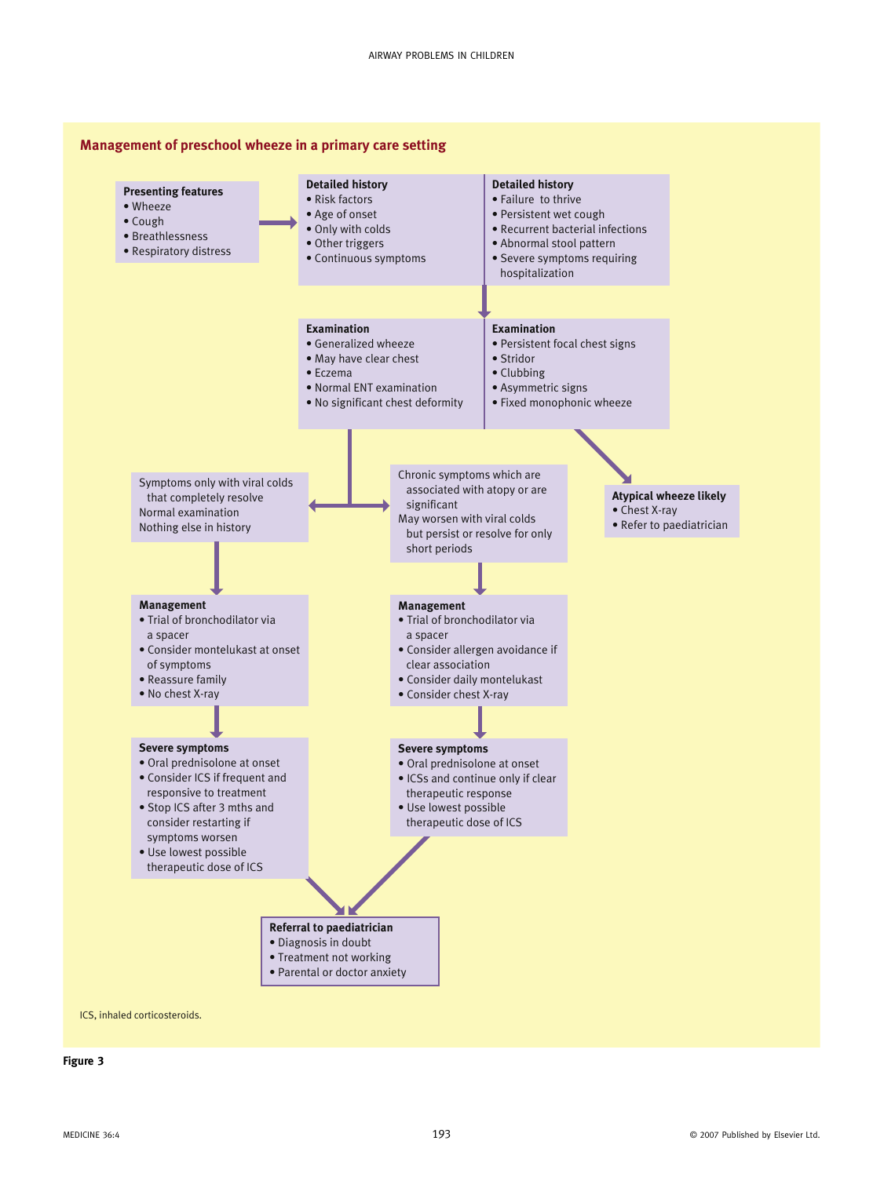## Management of preschool wheeze in a primary care setting

**Presenting features**
- Wheeze
- Cough
- Breathlessness
- Respiratory distress

**Detailed history**
- Risk factors
- Age of onset
- Only with colds
- Other triggers
- Continuous symptoms

**Detailed history**
- Failure to thrive
- Persistent wet cough
- Recurrent bacterial infections
- Abnormal stool pattern
- Severe symptoms requiring hospitalization

**Examination**
- Generalized wheeze
- May have clear chest
- Eczema
- Normal ENT examination
- No significant chest deformity

**Examination**
- Persistent focal chest signs
- Stridor
- Clubbing
- Asymmetric signs
- Fixed monophonic wheeze

**Atypical wheeze likely**
- Chest X-ray
- Refer to paediatrician

Symptoms only with viral colds that completely resolve
Normal examination
Nothing else in history

**Management**
- Trial of bronchodilator via a spacer
- Consider montelukast at onset of symptoms
- Reassure family
- No chest X-ray

**Severe symptoms**
- Oral prednisolone at onset
- Consider ICS if frequent and responsive to treatment
- Stop ICS after 3 mths and consider restarting if symptoms worsen
- Use lowest possible therapeutic dose of ICS

Chronic symptoms which are associated with atopy or are significant
May worsen with viral colds but persist or resolve for only short periods

**Management**
- Trial of bronchodilator via a spacer
- Consider allergen avoidance if clear association
- Consider daily montelukast
- Consider chest X-ray

**Severe symptoms**
- Oral prednisolone at onset
- ICSs and continue only if clear therapeutic response
- Use lowest possible therapeutic dose of ICS

**Referral to paediatrician**
- Diagnosis in doubt
- Treatment not working
- Parental or doctor anxiety

ICS, inhaled corticosteroids.

**Figure 3**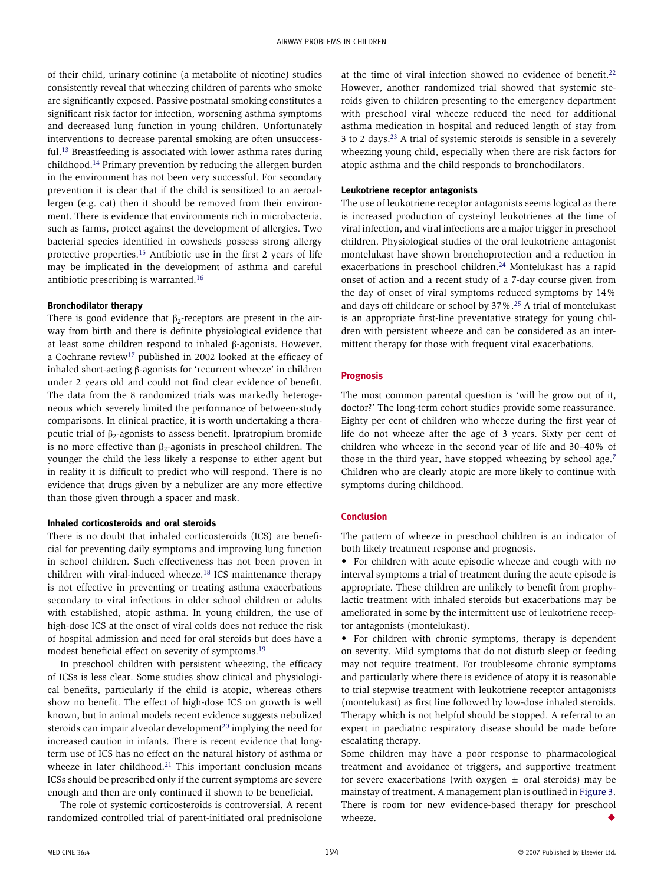of their child, urinary cotinine (a metabolite of nicotine) studies consistently reveal that wheezing children of parents who smoke are significantly exposed. Passive postnatal smoking constitutes a significant risk factor for infection, worsening asthma symptoms and decreased lung function in young children. Unfortunately interventions to decrease parental smoking are often unsuccessful.[13] Breastfeeding is associated with lower asthma rates during childhood.[14] Primary prevention by reducing the allergen burden in the environment has not been very successful. For secondary prevention it is clear that if the child is sensitized to an aeroallergen (e.g. cat) then it should be removed from their environment. There is evidence that environments rich in microbacteria, such as farms, protect against the development of allergies. Two bacterial species identified in cowsheds possess strong allergy protective properties.[15] Antibiotic use in the first 2 years of life may be implicated in the development of asthma and careful antibiotic prescribing is warranted.[16]

#### Bronchodilator therapy

There is good evidence that $\beta_2$-receptors are present in the airway from birth and there is definite physiological evidence that at least some children respond to inhaled β-agonists. However, a Cochrane review[17] published in 2002 looked at the efficacy of inhaled short-acting β-agonists for 'recurrent wheeze' in children under 2 years old and could not find clear evidence of benefit. The data from the 8 randomized trials was markedly heterogeneous which severely limited the performance of between-study comparisons. In clinical practice, it is worth undertaking a therapeutic trial of $\beta_2$-agonists to assess benefit. Ipratropium bromide is no more effective than $\beta_2$-agonists in preschool children. The younger the child the less likely a response to either agent but in reality it is difficult to predict who will respond. There is no evidence that drugs given by a nebulizer are any more effective than those given through a spacer and mask.

#### Inhaled corticosteroids and oral steroids

There is no doubt that inhaled corticosteroids (ICS) are beneficial for preventing daily symptoms and improving lung function in school children. Such effectiveness has not been proven in children with viral-induced wheeze.[18] ICS maintenance therapy is not effective in preventing or treating asthma exacerbations secondary to viral infections in older school children or adults with established, atopic asthma. In young children, the use of high-dose ICS at the onset of viral colds does not reduce the risk of hospital admission and need for oral steroids but does have a modest beneficial effect on severity of symptoms.[19]

In preschool children with persistent wheezing, the efficacy of ICSs is less clear. Some studies show clinical and physiological benefits, particularly if the child is atopic, whereas others show no benefit. The effect of high-dose ICS on growth is well known, but in animal models recent evidence suggests nebulized steroids can impair alveolar development[20] implying the need for increased caution in infants. There is recent evidence that long-term use of ICS has no effect on the natural history of asthma or wheeze in later childhood.[21] This important conclusion means ICSs should be prescribed only if the current symptoms are severe enough and then are only continued if shown to be beneficial.

The role of systemic corticosteroids is controversial. A recent randomized controlled trial of parent-initiated oral prednisolone at the time of viral infection showed no evidence of benefit.[22] However, another randomized trial showed that systemic steroids given to children presenting to the emergency department with preschool viral wheeze reduced the need for additional asthma medication in hospital and reduced length of stay from 3 to 2 days.[23] A trial of systemic steroids is sensible in a severely wheezing young child, especially when there are risk factors for atopic asthma and the child responds to bronchodilators.

#### Leukotriene receptor antagonists

The use of leukotriene receptor antagonists seems logical as there is increased production of cysteinyl leukotrienes at the time of viral infection, and viral infections are a major trigger in preschool children. Physiological studies of the oral leukotriene antagonist montelukast have shown bronchoprotection and a reduction in exacerbations in preschool children.[24] Montelukast has a rapid onset of action and a recent study of a 7-day course given from the day of onset of viral symptoms reduced symptoms by 14% and days off childcare or school by 37%.[25] A trial of montelukast is an appropriate first-line preventative strategy for young children with persistent wheeze and can be considered as an intermittent therapy for those with frequent viral exacerbations.

## Prognosis

The most common parental question is 'will he grow out of it, doctor?' The long-term cohort studies provide some reassurance. Eighty per cent of children who wheeze during the first year of life do not wheeze after the age of 3 years. Sixty per cent of children who wheeze in the second year of life and 30–40% of those in the third year, have stopped wheezing by school age.[7] Children who are clearly atopic are more likely to continue with symptoms during childhood.

## Conclusion

The pattern of wheeze in preschool children is an indicator of both likely treatment response and prognosis.

- For children with acute episodic wheeze and cough with no interval symptoms a trial of treatment during the acute episode is appropriate. These children are unlikely to benefit from prophylactic treatment with inhaled steroids but exacerbations may be ameliorated in some by the intermittent use of leukotriene receptor antagonists (montelukast).
- For children with chronic symptoms, therapy is dependent on severity. Mild symptoms that do not disturb sleep or feeding may not require treatment. For troublesome chronic symptoms and particularly where there is evidence of atopy it is reasonable to trial stepwise treatment with leukotriene receptor antagonists (montelukast) as first line followed by low-dose inhaled steroids. Therapy which is not helpful should be stopped. A referral to an expert in paediatric respiratory disease should be made before escalating therapy.

Some children may have a poor response to pharmacological treatment and avoidance of triggers, and supportive treatment for severe exacerbations (with oxygen ± oral steroids) may be mainstay of treatment. A management plan is outlined in Figure 3. There is room for new evidence-based therapy for preschool wheeze. ◆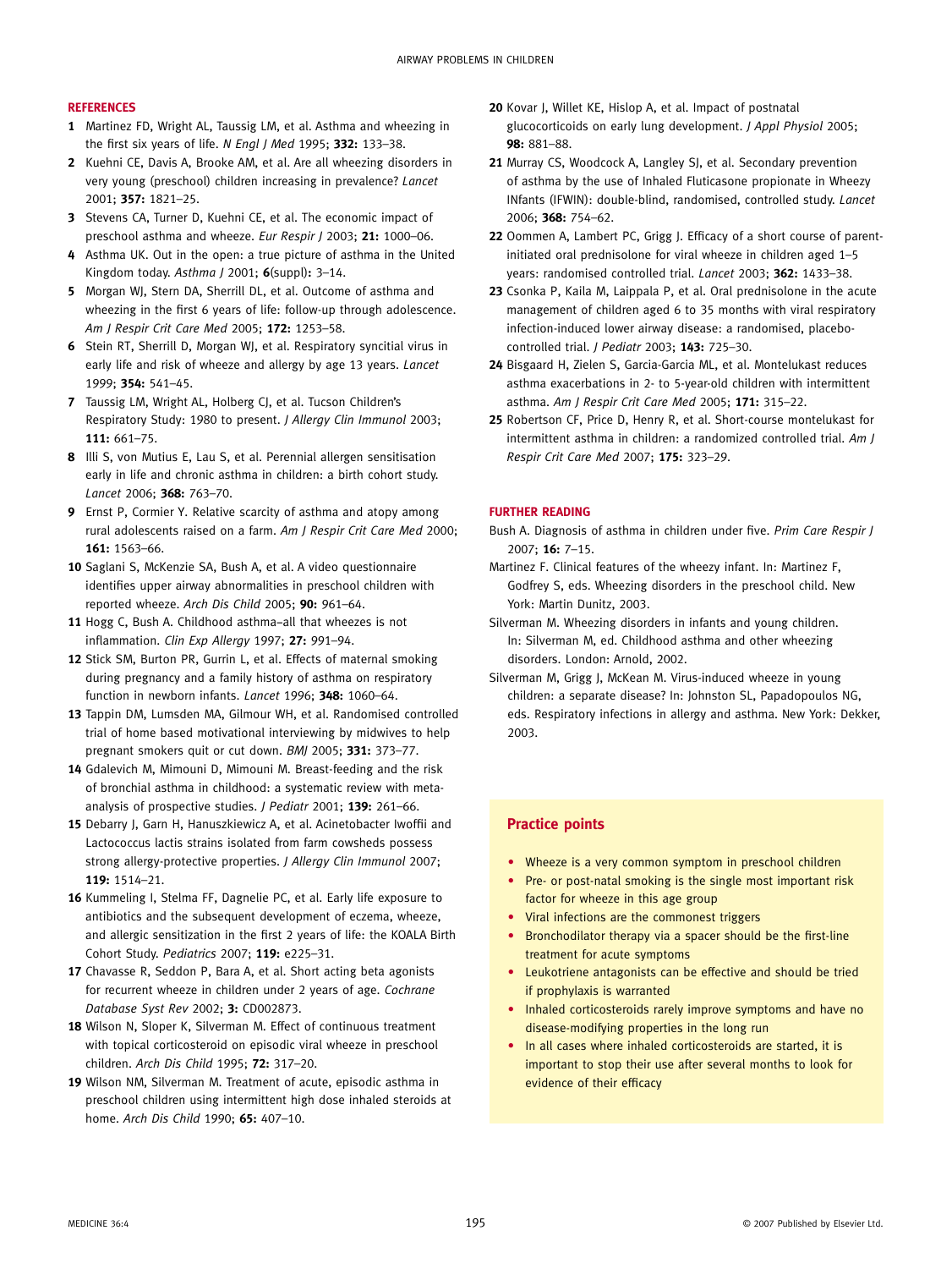## REFERENCES

1. Martinez FD, Wright AL, Taussig LM, et al. Asthma and wheezing in the first six years of life. *N Engl J Med* 1995; **332:** 133–38.
2. Kuehni CE, Davis A, Brooke AM, et al. Are all wheezing disorders in very young (preschool) children increasing in prevalence? *Lancet* 2001; **357:** 1821–25.
3. Stevens CA, Turner D, Kuehni CE, et al. The economic impact of preschool asthma and wheeze. *Eur Respir J* 2003; **21:** 1000–06.
4. Asthma UK. Out in the open: a true picture of asthma in the United Kingdom today. *Asthma J* 2001; **6**(suppl)**:** 3–14.
5. Morgan WJ, Stern DA, Sherrill DL, et al. Outcome of asthma and wheezing in the first 6 years of life: follow-up through adolescence. *Am J Respir Crit Care Med* 2005; **172:** 1253–58.
6. Stein RT, Sherrill D, Morgan WJ, et al. Respiratory syncitial virus in early life and risk of wheeze and allergy by age 13 years. *Lancet* 1999; **354:** 541–45.
7. Taussig LM, Wright AL, Holberg CJ, et al. Tucson Children's Respiratory Study: 1980 to present. *J Allergy Clin Immunol* 2003; **111:** 661–75.
8. Illi S, von Mutius E, Lau S, et al. Perennial allergen sensitisation early in life and chronic asthma in children: a birth cohort study. *Lancet* 2006; **368:** 763–70.
9. Ernst P, Cormier Y. Relative scarcity of asthma and atopy among rural adolescents raised on a farm. *Am J Respir Crit Care Med* 2000; **161:** 1563–66.
10. Saglani S, McKenzie SA, Bush A, et al. A video questionnaire identifies upper airway abnormalities in preschool children with reported wheeze. *Arch Dis Child* 2005; **90:** 961–64.
11. Hogg C, Bush A. Childhood asthma–all that wheezes is not inflammation. *Clin Exp Allergy* 1997; **27:** 991–94.
12. Stick SM, Burton PR, Gurrin L, et al. Effects of maternal smoking during pregnancy and a family history of asthma on respiratory function in newborn infants. *Lancet* 1996; **348:** 1060–64.
13. Tappin DM, Lumsden MA, Gilmour WH, et al. Randomised controlled trial of home based motivational interviewing by midwives to help pregnant smokers quit or cut down. *BMJ* 2005; **331:** 373–77.
14. Gdalevich M, Mimouni D, Mimouni M. Breast-feeding and the risk of bronchial asthma in childhood: a systematic review with meta-analysis of prospective studies. *J Pediatr* 2001; **139:** 261–66.
15. Debarry J, Garn H, Hanuszkiewicz A, et al. Acinetobacter lwoffii and Lactococcus lactis strains isolated from farm cowsheds possess strong allergy-protective properties. *J Allergy Clin Immunol* 2007; **119:** 1514–21.
16. Kummeling I, Stelma FF, Dagnelie PC, et al. Early life exposure to antibiotics and the subsequent development of eczema, wheeze, and allergic sensitization in the first 2 years of life: the KOALA Birth Cohort Study. *Pediatrics* 2007; **119:** e225–31.
17. Chavasse R, Seddon P, Bara A, et al. Short acting beta agonists for recurrent wheeze in children under 2 years of age. *Cochrane Database Syst Rev* 2002; **3:** CD002873.
18. Wilson N, Sloper K, Silverman M. Effect of continuous treatment with topical corticosteroid on episodic viral wheeze in preschool children. *Arch Dis Child* 1995; **72:** 317–20.
19. Wilson NM, Silverman M. Treatment of acute, episodic asthma in preschool children using intermittent high dose inhaled steroids at home. *Arch Dis Child* 1990; **65:** 407–10.
20. Kovar J, Willet KE, Hislop A, et al. Impact of postnatal glucocorticoids on early lung development. *J Appl Physiol* 2005; **98:** 881–88.
21. Murray CS, Woodcock A, Langley SJ, et al. Secondary prevention of asthma by the use of Inhaled Fluticasone propionate in Wheezy INfants (IFWIN): double-blind, randomised, controlled study. *Lancet* 2006; **368:** 754–62.
22. Oommen A, Lambert PC, Grigg J. Efficacy of a short course of parent-initiated oral prednisolone for viral wheeze in children aged 1–5 years: randomised controlled trial. *Lancet* 2003; **362:** 1433–38.
23. Csonka P, Kaila M, Laippala P, et al. Oral prednisolone in the acute management of children aged 6 to 35 months with viral respiratory infection-induced lower airway disease: a randomised, placebo-controlled trial. *J Pediatr* 2003; **143:** 725–30.
24. Bisgaard H, Zielen S, Garcia-Garcia ML, et al. Montelukast reduces asthma exacerbations in 2- to 5-year-old children with intermittent asthma. *Am J Respir Crit Care Med* 2005; **171:** 315–22.
25. Robertson CF, Price D, Henry R, et al. Short-course montelukast for intermittent asthma in children: a randomized controlled trial. *Am J Respir Crit Care Med* 2007; **175:** 323–29.

## FURTHER READING

Bush A. Diagnosis of asthma in children under five. *Prim Care Respir J* 2007; **16:** 7–15.

Martinez F. Clinical features of the wheezy infant. In: Martinez F, Godfrey S, eds. Wheezing disorders in the preschool child. New York: Martin Dunitz, 2003.

Silverman M. Wheezing disorders in infants and young children. In: Silverman M, ed. Childhood asthma and other wheezing disorders. London: Arnold, 2002.

Silverman M, Grigg J, McKean M. Virus-induced wheeze in young children: a separate disease? In: Johnston SL, Papadopoulos NG, eds. Respiratory infections in allergy and asthma. New York: Dekker, 2003.

## Practice points

- Wheeze is a very common symptom in preschool children
- Pre- or post-natal smoking is the single most important risk factor for wheeze in this age group
- Viral infections are the commonest triggers
- Bronchodilator therapy via a spacer should be the first-line treatment for acute symptoms
- Leukotriene antagonists can be effective and should be tried if prophylaxis is warranted
- Inhaled corticosteroids rarely improve symptoms and have no disease-modifying properties in the long run
- In all cases where inhaled corticosteroids are started, it is important to stop their use after several months to look for evidence of their efficacy